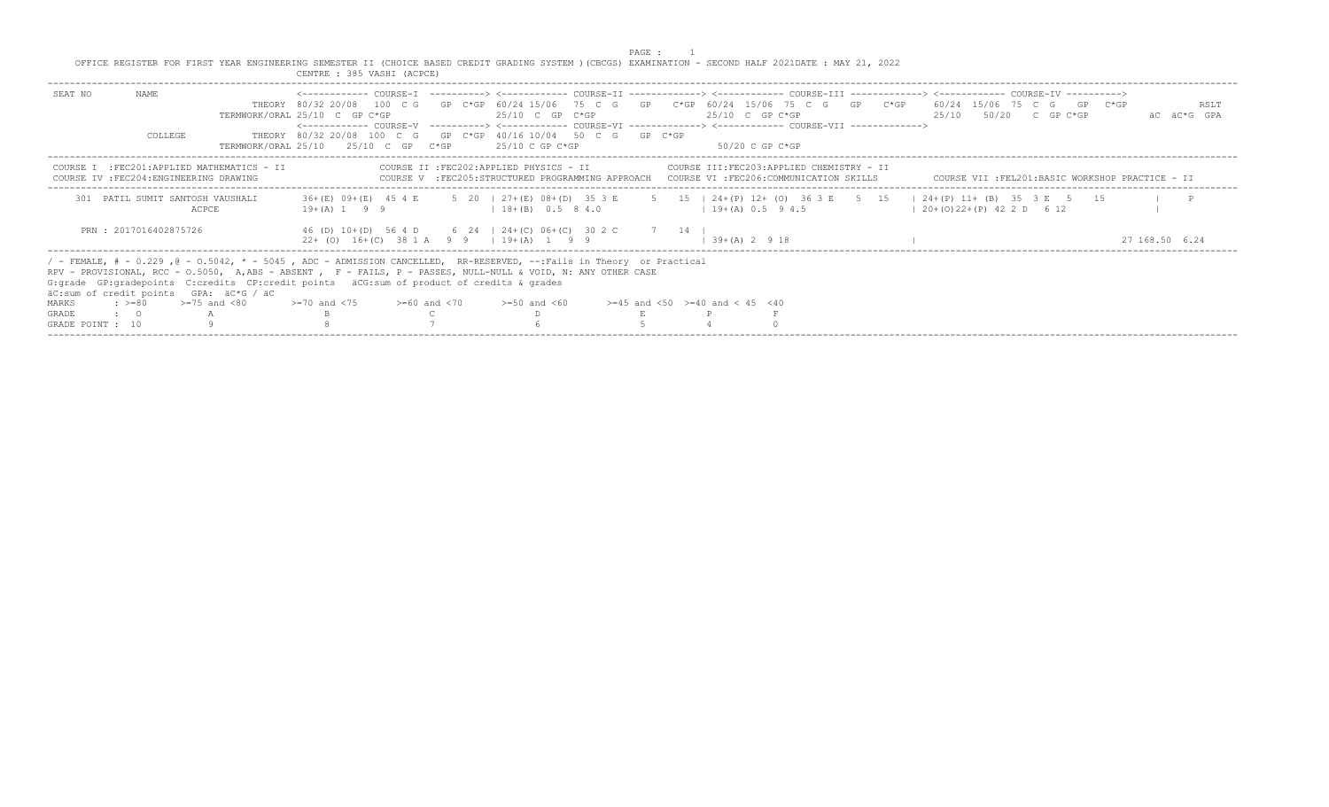OFFICE REGISTER FOR FIRST YEAR ENGINEERING SEMESTER II (CHOICE BASED CREDIT GRADING SYSTEM )(CBCGS) EXAMINATION - SECOND HALF 2021DATE : MAY 21, 2022

CENTRE : 385 VASHI (ACPCE)

```
SEAT NO        NAME                     <------------ COURSE-I  ----------> <------------ COURSE-II -------------> <------------ COURSE-III -------------> <------------ COURSE-IV ---------->
                                 THEORY 80/32 20/08  100  C G   GP  C*GP  60/24 15/06  75  C  G   GP   C*GP  60/24  15/06  75  C  G   GP   C*GP    60/24  15/06  75  C  G   GP  C*GP          RSLT
                         TERMWORK/ORAL 25/10  C  GP C*GP                  25/10  C  GP  C*GP                    25/10  C  GP C*GP                      25/10   50/20   C  GP C*GP       äC  äC*G  GPA
                                        <------------ COURSE-V  ----------> <------------ COURSE-VI -------------> <------------ COURSE-VII ------------->
               COLLEGE           THEORY 80/32 20/08  100  C  G   GP  C*GP  40/16 10/04   50  C  G    GP  C*GP
                         TERMWORK/ORAL 25/10    25/10  C  GP   C*GP       25/10 C GP C*GP                      50/20 C GP C*GP
```

COURSE I :FEC201:APPLIED MATHEMATICS - II
COURSE II :FEC202:APPLIED PHYSICS - II
COURSE III:FEC203:APPLIED CHEMISTRY - II
COURSE IV :FEC204:ENGINEERING DRAWING
COURSE V :FEC205:STRUCTURED PROGRAMMING APPROACH
COURSE VI :FEC206:COMMUNICATION SKILLS
COURSE VII :FEL201:BASIC WORKSHOP PRACTICE - II

```
    301  PATIL SUMIT SANTOSH VAUSHALI      36+(E) 09+(E)  45 4 E      5  20  | 27+(E) 08+(D)  35 3 E      5   15  | 24+(P) 12+ (O)  36 3 E    5  15    | 24+(P) 11+ (B)  35 3 E   5    15          |     P
                  ACPCE                 19+(A) 1   9  9                   | 18+(B)  0.5  8 4.0                  | 19+(A) 0.5  9 4.5                   | 20+(O)22+(P) 42 2 D   6 12               |

    PRN : 2017016402875726              46 (D) 10+(D)  56 4 D      6  24  | 24+(C) 06+(C)  30 2 C      7   14  |
                                        22+ (O)  16+(C)  38 1 A   9  9    | 19+(A)  1   9  9                    | 39+(A) 2  9 18                      |                                          27 168.50  6.24
```

/ - FEMALE, # - 0.229 ,@ - 0.5042, * - 5045 , ADC - ADMISSION CANCELLED, RR-RESERVED, --:Fails in Theory or Practical
RPV - PROVISIONAL, RCC - O.5050, A,ABS - ABSENT , F - FAILS, P - PASSES, NULL-NULL & VOID, N: ANY OTHER CASE
G:grade GP:gradepoints C:credits CP:credit points äCG:sum of product of credits & grades
äC:sum of credit points GPA: äC*G / äC

| MARKS | : >=80 | >=75 and <80 | >=70 and <75 | >=60 and <70 | >=50 and <60 | >=45 and <50 | >=40 and < 45 | <40 |
|---|---|---|---|---|---|---|---|---|
| GRADE | : O | A | B | C | D | E | P | F |
| GRADE POINT | : 10 | 9 | 8 | 7 | 6 | 5 | 4 | 0 |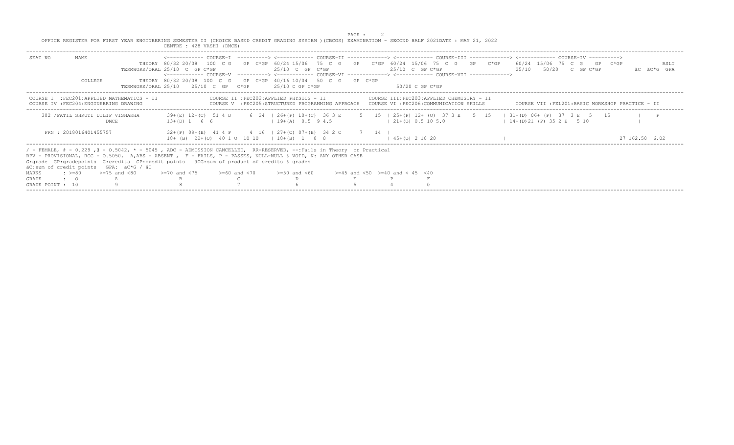OFFICE REGISTER FOR FIRST YEAR ENGINEERING SEMESTER II (CHOICE BASED CREDIT GRADING SYSTEM )(CBCGS) EXAMINATION - SECOND HALF 2021DATE : MAY 21, 2022

CENTRE : 428 VASHI (DMCE)

```
SEAT NO       NAME                     <------------ COURSE-I  ----------> <------------ COURSE-II -------------> <------------ COURSE-III -------------> <------------ COURSE-IV ---------->
                                THEORY 80/32 20/08  100  C G   GP  C*GP  60/24 15/06  75  C  G   GP   C*GP  60/24 15/06  75  C  G   GP   C*GP   60/24 15/06  75  C  G   GP  C*GP                RSLT
                         TERMWORK/ORAL 25/10  C  GP C*GP                25/10  C  GP  C*GP                  25/10  C  GP C*GP                     25/10    50/20   C  GP C*GP           äC  äC*G  GPA
                                       <------------ COURSE-V  ----------> <------------ COURSE-VI -------------> <------------ COURSE-VII ------------->
              COLLEGE           THEORY 80/32 20/08  100  C G   GP  C*GP  40/16 10/04   50  C  G   GP  C*GP
                         TERMWORK/ORAL 25/10    25/10  C  GP   C*GP       25/10 C GP C*GP                     50/20 C GP C*GP
```

```
COURSE I  :FEC201:APPLIED MATHEMATICS - II              COURSE II :FEC202:APPLIED PHYSICS - II              COURSE III:FEC203:APPLIED CHEMISTRY - II
COURSE IV :FEC204:ENGINEERING DRAWING                   COURSE V  :FEC205:STRUCTURED PROGRAMMING APPROACH   COURSE VI :FEC206:COMMUNICATION SKILLS        COURSE VII :FEL201:BASIC WORKSHOP PRACTICE - II
```

```
    302 /PATIL SHRUTI DILIP VISHAKHA       39+(E) 12+(C)  51 4 D      6  24  | 26+(P) 10+(C)  36 3 E     5   15  | 25+(P) 12+ (O)  37 3 E    5  15   | 31+(D) 06+ (P)  37  3 E   5    15         |     P
                        DMCE               13+(D) 1   6  6                   | 19+(A)  0.5  9 4.5                 | 21+(O) 0.5 10 5.0                  | 14+(D)21 (P) 35 2 E   5 10                |

    PRN : 2018016401455757                 32+(P) 09+(E)  41 4 P      4  16  | 27+(C) 07+(B)  34 2 C      7   14  |
                                           18+ (B)  22+(O)  40 1 O  10 10    | 18+(B)  1   8  8                   | 45+(O) 2 10 20                     |                                                27 162.50  6.02
```

/ - FEMALE, # - 0.229 ,@ - O.5042, * - 5045 , ADC - ADMISSION CANCELLED, RR-RESERVED, --:Fails in Theory or Practical
RPV - PROVISIONAL, RCC - O.5050, A,ABS - ABSENT , F - FAILS, P - PASSES, NULL-NULL & VOID, N: ANY OTHER CASE
G:grade GP:gradepoints C:credits CP:credit points äCG:sum of product of credits & grades
äC:sum of credit points GPA: äC*G / äC

| MARKS | : >=80 | >=75 and <80 | >=70 and <75 | >=60 and <70 | >=50 and <60 | >=45 and <50 | >=40 and < 45 | <40 |
|---|---|---|---|---|---|---|---|---|
| GRADE | : O | A | B | C | D | E | P | F |
| GRADE POINT : | 10 | 9 | 8 | 7 | 6 | 5 | 4 | 0 |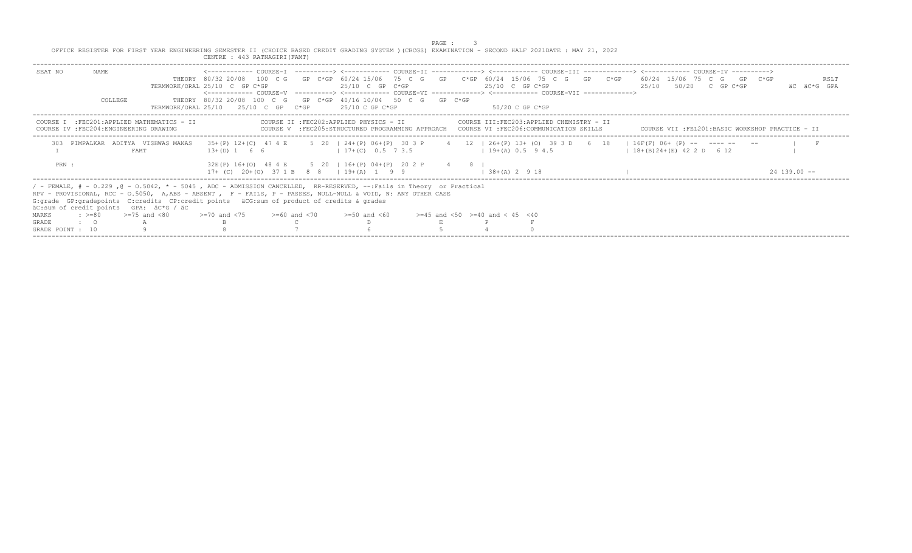OFFICE REGISTER FOR FIRST YEAR ENGINEERING SEMESTER II (CHOICE BASED CREDIT GRADING SYSTEM )(CBCGS) EXAMINATION - SECOND HALF 2021DATE : MAY 21, 2022

CENTRE : 443 RATNAGIRI(FAMT)

```
SEAT NO      NAME                     <------------ COURSE-I  ----------> <------------ COURSE-II -------------> <------------ COURSE-III -------------> <------------ COURSE-IV ---------->
                              THEORY  80/32 20/08  100  C G   GP  C*GP 60/24 15/06  75  C  G   GP   C*GP 60/24  15/06  75  C  G   GP   C*GP   60/24  15/06  75  C  G   GP  C*GP          RSLT
                       TERMWORK/ORAL 25/10  C  GP C*GP                  25/10  C  GP  C*GP                  25/10  C  GP C*GP                  25/10    50/20   C  GP C*GP        äC  äC*G  GPA
                                      <------------ COURSE-V  ----------> <------------ COURSE-VI -------------> <------------ COURSE-VII ------------->
             COLLEGE          THEORY  80/32 20/08  100  C  G   GP  C*GP  40/16 10/04   50  C  G   GP  C*GP
                       TERMWORK/ORAL 25/10    25/10  C  GP   C*GP        25/10 C GP C*GP                     50/20 C GP C*GP
```

COURSE I :FEC201:APPLIED MATHEMATICS - II | COURSE II :FEC202:APPLIED PHYSICS - II | COURSE III:FEC203:APPLIED CHEMISTRY - II
COURSE IV :FEC204:ENGINEERING DRAWING | COURSE V :FEC205:STRUCTURED PROGRAMMING APPROACH | COURSE VI :FEC206:COMMUNICATION SKILLS | COURSE VII :FEL201:BASIC WORKSHOP PRACTICE - II

```
  303  PIMPALKAR  ADITYA  VISHWAS MANAS    35+(P) 12+(C)  47 4 E      5  20  | 24+(P) 06+(P)  30 3 P      4   12  | 26+(P) 13+ (O)  39 3 D    6  18   | 16F(F) 06+ (P) --   ---- --    --          |    F
  I                    FAMT                13+(D) 1   6  6                   | 17+(C)  0.5  7 3.5                   | 19+(A) 0.5  9 4.5                  | 18+(B)24+(E) 42 2 D   6 12                |

  PRN :                                    32E(P) 16+(O)  48 4 E      5  20  | 16+(P) 04+(P)  20 2 P      4    8  |
                                           17+ (C)  20+(O)  37 1 B   8  8    | 19+(A)  1   9  9                     | 38+(A) 2  9 18                     |                                               24 139.00 --
```

/ - FEMALE, # - 0.229 ,@ - O.5042, * - 5045 , ADC - ADMISSION CANCELLED, RR-RESERVED, --:Fails in Theory or Practical
RPV - PROVISIONAL, RCC - O.5050, A,ABS - ABSENT , F - FAILS, P - PASSES, NULL-NULL & VOID, N: ANY OTHER CASE
G:grade GP:gradepoints C:credits CP:credit points äCG:sum of product of credits & grades
äC:sum of credit points GPA: äC*G / äC

| MARKS | : >=80 | >=75 and <80 | >=70 and <75 | >=60 and <70 | >=50 and <60 | >=45 and <50 | >=40 and < 45 | <40 |
|---|---|---|---|---|---|---|---|---|
| GRADE | : O | A | B | C | D | E | P | F |
| GRADE POINT : | 10 | 9 | 8 | 7 | 6 | 5 | 4 | 0 |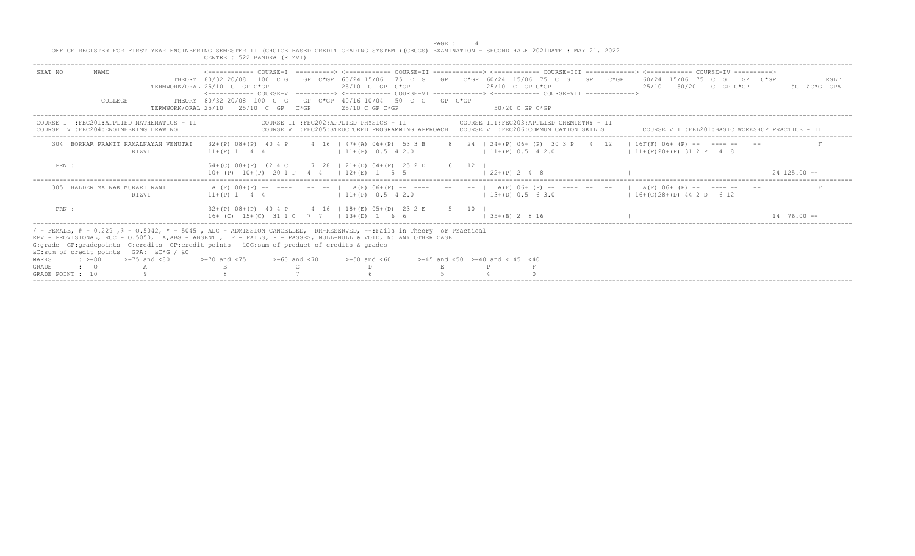OFFICE REGISTER FOR FIRST YEAR ENGINEERING SEMESTER II (CHOICE BASED CREDIT GRADING SYSTEM )(CBCGS) EXAMINATION - SECOND HALF 2021DATE : MAY 21, 2022

CENTRE : 522 BANDRA (RIZVI)

```
SEAT NO    NAME                  <------------ COURSE-I  ----------> <------------ COURSE-II -------------> <------------ COURSE-III -------------> <------------ COURSE-IV ---------->
                          THEORY 80/32 20/08  100 C G   GP C*GP 60/24 15/06  75 C G   GP   C*GP 60/24 15/06 75 C G   GP   C*GP   60/24 15/06 75 C G   GP  C*GP                RSLT
                   TERMWORK/ORAL 25/10 C GP C*GP               25/10 C GP C*GP                  25/10 C GP C*GP                  25/10   50/20   C GP C*GP         äC äC*G GPA
                                 <------------ COURSE-V  ----------> <------------ COURSE-VI -------------> <------------ COURSE-VII ------------->
           COLLEGE        THEORY 80/32 20/08 100 C G   GP C*GP 40/16 10/04  50 C G   GP C*GP
                   TERMWORK/ORAL 25/10   25/10 C GP  C*GP      25/10 C GP C*GP                   50/20 C GP C*GP

COURSE I  :FEC201:APPLIED MATHEMATICS - II            COURSE II :FEC202:APPLIED PHYSICS - II              COURSE III:FEC203:APPLIED CHEMISTRY - II
COURSE IV :FEC204:ENGINEERING DRAWING                 COURSE V  :FEC205:STRUCTURED PROGRAMMING APPROACH   COURSE VI :FEC206:COMMUNICATION SKILLS      COURSE VII :FEL201:BASIC WORKSHOP PRACTICE - II

  304  BORKAR PRANIT KAMALNAYAN VENUTAI   32+(P) 08+(P)  40 4 P     4  16  | 47+(A) 06+(P)  53 3 B     8   24  | 24+(P) 06+ (P)  30 3 P   4  12   | 16F(F) 06+ (P) --  ---- --   --        |    F
                     RIZVI                11+(P) 1   4  4                  | 11+(P)  0.5  4 2.0                 | 11+(P) 0.5  4 2.0                  | 11+(P)20+(P) 31 2 P   4  8            |

  PRN :                                   54+(C) 08+(P)  62 4 C     7  28  | 21+(D) 04+(P)  25 2 D     6   12  |
                                          10+ (P)  10+(P)  20 1 P   4  4   | 12+(E)  1   5  5                   | 22+(P) 2  4  8                     |                                       24 125.00 --

  305  HALDER MAINAK MURARI RANI           A (F) 08+(P) --  ----     --  -- |  A(F) 06+(P) --  ----     --   --  |  A(F) 06+ (P) --  ----  --  --   |  A(F) 06+ (P) --  ---- --   --        |    F
                     RIZVI                11+(P) 1   4  4                  | 11+(P)  0.5  4 2.0                 | 13+(D) 0.5  6 3.0                  | 16+(C)28+(D) 44 2 D   6 12            |

  PRN :                                   32+(P) 08+(P)  40 4 P     4  16  | 18+(E) 05+(D)  23 2 E     5   10  |
                                          16+ (C)  15+(C)  31 1 C   7  7   | 13+(D)  1   6  6                   | 35+(B) 2  8 16                     |                                       14  76.00 --
```

/ - FEMALE, # - 0.229 ,@ - O.5042, * - 5045 , ADC - ADMISSION CANCELLED, RR-RESERVED, --:Fails in Theory or Practical
RPV - PROVISIONAL, RCC - O.5050, A,ABS - ABSENT , F - FAILS, P - PASSES, NULL-NULL & VOID, N: ANY OTHER CASE
G:grade GP:gradepoints C:credits CP:credit points äCG:sum of product of credits & grades
äC:sum of credit points GPA: äC*G / äC

| MARKS | : >=80 | >=75 and <80 | >=70 and <75 | >=60 and <70 | >=50 and <60 | >=45 and <50 | >=40 and < 45 | <40 |
|---|---|---|---|---|---|---|---|---|
| GRADE | : O | A | B | C | D | E | P | F |
| GRADE POINT | : 10 | 9 | 8 | 7 | 6 | 5 | 4 | 0 |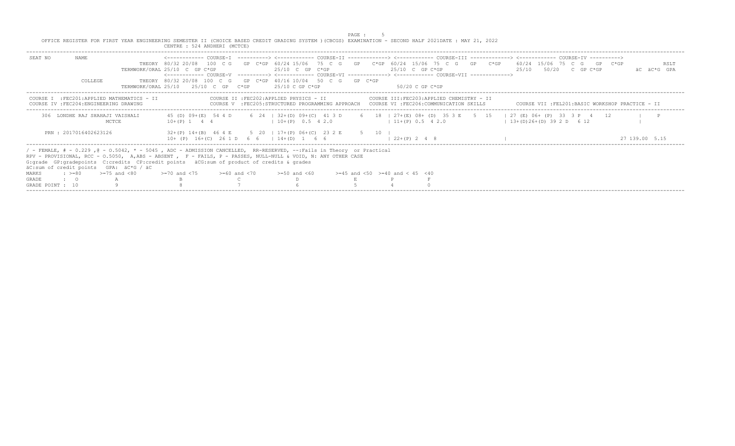OFFICE REGISTER FOR FIRST YEAR ENGINEERING SEMESTER II (CHOICE BASED CREDIT GRADING SYSTEM )(CBCGS) EXAMINATION - SECOND HALF 2021DATE : MAY 21, 2022

CENTRE : 524 ANDHERI (MCTCE)

```
SEAT NO      NAME                       <------------ COURSE-I  ----------> <------------ COURSE-II -------------> <------------ COURSE-III -------------> <------------ COURSE-IV ---------->
                        THEORY 80/32 20/08  100  C G   GP  C*GP 60/24 15/06  75  C  G   GP   C*GP 60/24 15/06  75  C  G   GP   C*GP   60/24 15/06  75  C  G   GP  C*GP              RSLT
                  TERMWORK/ORAL 25/10  C  GP C*GP                25/10  C  GP  C*GP                25/10  C  GP C*GP                  25/10    50/20   C  GP C*GP         äC  äC*G  GPA
                                <------------ COURSE-V  ----------> <------------ COURSE-VI -------------> <------------ COURSE-VII ------------->
             COLLEGE    THEORY 80/32 20/08  100  C G   GP  C*GP 40/16 10/04  50  C  G   GP  C*GP
                  TERMWORK/ORAL 25/10    25/10  C  GP   C*GP        25/10 C GP C*GP                 50/20 C GP C*GP
```

```
COURSE I  :FEC201:APPLIED MATHEMATICS - II              COURSE II :FEC202:APPLIED PHYSICS - II              COURSE III:FEC203:APPLIED CHEMISTRY - II
COURSE IV :FEC204:ENGINEERING DRAWING                   COURSE V  :FEC205:STRUCTURED PROGRAMMING APPROACH   COURSE VI :FEC206:COMMUNICATION SKILLS      COURSE VII :FEL201:BASIC WORKSHOP PRACTICE - II
```

```
   306  LONDHE RAJ SHAHAJI VAISHALI       45 (D) 09+(E)  54 4 D     6  24  | 32+(D) 09+(C)  41 3 D     6   18  | 27+(E) 08+ (D)  35 3 E    5  15   | 27 (E) 06+ (P)  33  3 P   4    12          |    P
                        MCTCE             10+(P) 1   4  4                  | 10+(P)  0.5  4 2.0                 | 11+(P) 0.5  4 2.0                  | 13+(D)26+(D) 39 2 D   6 12                 |

   PRN : 2017016402623126                 32+(P) 14+(B)  46 4 E      5  20  | 17+(P) 06+(C)  23 2 E      5   10  |
                                          10+ (P)  16+(C)  26 1 D   6  6    | 14+(D)  1   6  6                   | 22+(P) 2  4  8                     |                                        27 139.00  5.15
```

/ - FEMALE, # - 0.229 ,@ - O.5042, * - 5045 , ADC - ADMISSION CANCELLED, RR-RESERVED, --:Fails in Theory or Practical
RPV - PROVISIONAL, RCC - O.5050, A,ABS - ABSENT , F - FAILS, P - PASSES, NULL-NULL & VOID, N: ANY OTHER CASE
G:grade GP:gradepoints C:credits CP:credit points äCG:sum of product of credits & grades
äC:sum of credit points GPA: äC*G / äC

| MARKS | : >=80 | >=75 and <80 | >=70 and <75 | >=60 and <70 | >=50 and <60 | >=45 and <50 | >=40 and < 45 | <40 |
|---|---|---|---|---|---|---|---|---|
| GRADE | : O | A | B | C | D | E | P | F |
| GRADE POINT : | 10 | 9 | 8 | 7 | 6 | 5 | 4 | 0 |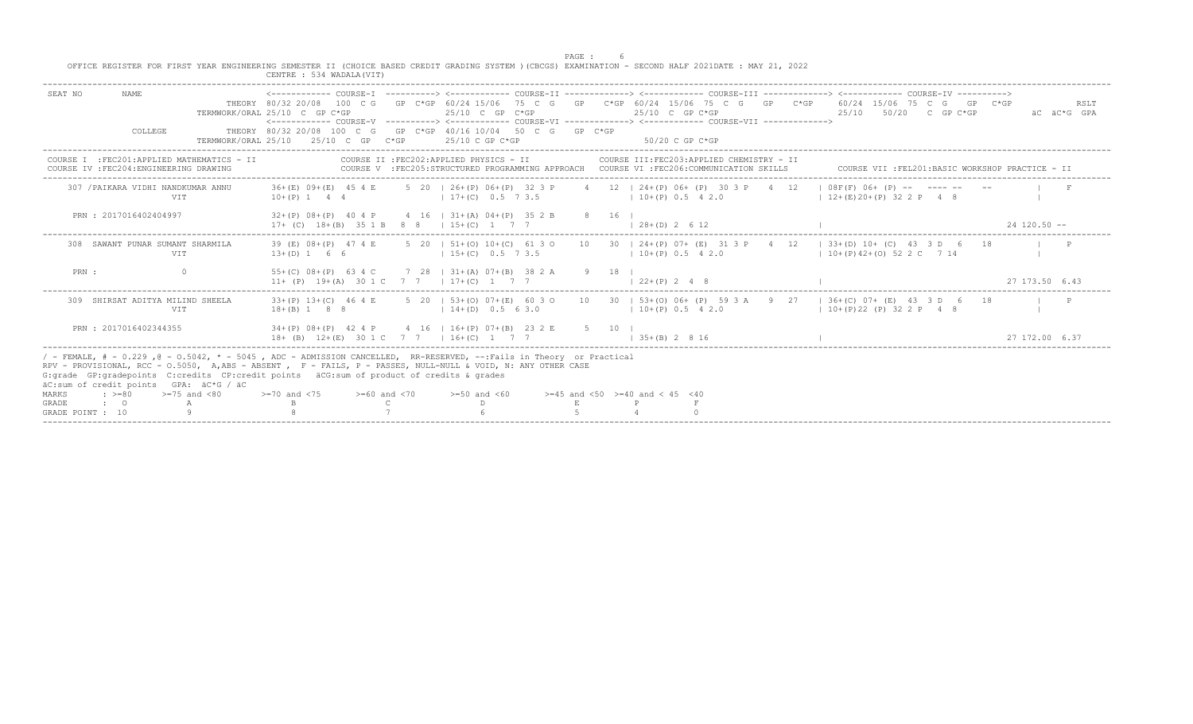OFFICE REGISTER FOR FIRST YEAR ENGINEERING SEMESTER II (CHOICE BASED CREDIT GRADING SYSTEM )(CBCGS) EXAMINATION - SECOND HALF 2021DATE : MAY 21, 2022

CENTRE : 534 WADALA(VIT)

```
SEAT NO       NAME                <------------ COURSE-I  ----------> <------------ COURSE-II -------------> <------------ COURSE-III -------------> <------------ COURSE-IV ---------->
                          THEORY  80/32 20/08  100  C G   GP  C*GP  60/24 15/06  75  C  G   GP   C*GP  60/24  15/06  75  C  G   GP   C*GP    60/24  15/06  75  C  G   GP  C*GP            RSLT
                   TERMWORK/ORAL 25/10  C  GP C*GP                  25/10  C  GP  C*GP                  25/10  C  GP C*GP                   25/10    50/20   C  GP C*GP            äC  äC*G  GPA
                                  <------------ COURSE-V  ----------> <------------ COURSE-VI -------------> <------------ COURSE-VII ------------->
              COLLEGE     THEORY  80/32 20/08  100  C  G   GP  C*GP  40/16 10/04  50  C  G   GP  C*GP
                   TERMWORK/ORAL 25/10   25/10  C  GP   C*GP        25/10 C GP C*GP                    50/20 C GP C*GP
```

COURSE I :FEC201:APPLIED MATHEMATICS - II | COURSE II :FEC202:APPLIED PHYSICS - II | COURSE III:FEC203:APPLIED CHEMISTRY - II
COURSE IV :FEC204:ENGINEERING DRAWING | COURSE V :FEC205:STRUCTURED PROGRAMMING APPROACH | COURSE VI :FEC206:COMMUNICATION SKILLS | COURSE VII :FEL201:BASIC WORKSHOP PRACTICE - II

```
    307 /PAIKARA VIDHI NANDKUMAR ANNU     36+(E) 09+(E)  45 4 E     5  20  | 26+(P) 06+(P)  32 3 P     4   12  | 24+(P) 06+ (P)  30 3 P    4  12   | 08F(F) 06+ (P) --  ---- --   --          |    F
                    VIT                   10+(P) 1   4  4                  | 17+(C)  0.5  7 3.5                | 10+(P) 0.5  4 2.0                 | 12+(E)20+(P) 32 2 P   4  8                |

    PRN : 2017016402404997                32+(P) 08+(P)  40 4 P     4  16  | 31+(A) 04+(P)  35 2 B     8   16  |
                                          17+ (C)  18+(B)  35 1 B   8  8   | 15+(C)  1   7  7                  | 28+(D) 2  6 12                    |                                                  24 120.50 --

    308  SAWANT PUNAR SUMANT SHARMILA     39 (E) 08+(P)  47 4 E     5  20  | 51+(O) 10+(C)  61 3 O    10   30  | 24+(P) 07+ (E)  31 3 P    4  12   | 33+(D) 10+ (C)  43  3 D   6    18         |    P
                    VIT                   13+(D) 1   6  6                  | 15+(C)  0.5  7 3.5                | 10+(P) 0.5  4 2.0                 | 10+(P)42+(O) 52 2 C   7 14                |

    PRN :              0                  55+(C) 08+(P)  63 4 C     7  28  | 31+(A) 07+(B)  38 2 A     9   18  |
                                          11+ (P)  19+(A)  30 1 C   7  7   | 17+(C)  1   7  7                  | 22+(P) 2  4  8                    |                                                  27 173.50  6.43

    309  SHIRSAT ADITYA MILIND SHEELA     33+(P) 13+(C)  46 4 E     5  20  | 53+(O) 07+(E)  60 3 O    10   30  | 53+(O) 06+ (P)  59 3 A    9  27   | 36+(C) 07+ (E)  43  3 D   6    18         |    P
                    VIT                   18+(B) 1   8  8                  | 14+(D)  0.5  6 3.0                | 10+(P) 0.5  4 2.0                 | 10+(P)22 (P) 32 2 P   4  8                |

    PRN : 2017016402344355                34+(P) 08+(P)  42 4 P     4  16  | 16+(P) 07+(B)  23 2 E     5   10  |
                                          18+ (B)  12+(E)  30 1 C   7  7   | 16+(C)  1   7  7                  | 35+(B) 2  8 16                    |                                                  27 172.00  6.37
```

/ - FEMALE, # - 0.229 ,@ - O.5042, * - 5045 , ADC - ADMISSION CANCELLED, RR-RESERVED, --:Fails in Theory or Practical
RPV - PROVISIONAL, RCC - O.5050, A,ABS - ABSENT , F - FAILS, P - PASSES, NULL-NULL & VOID, N: ANY OTHER CASE
G:grade GP:gradepoints C:credits CP:credit points äCG:sum of product of credits & grades
äC:sum of credit points GPA: äC*G / äC

| MARKS | : >=80 | >=75 and <80 | >=70 and <75 | >=60 and <70 | >=50 and <60 | >=45 and <50 | >=40 and < 45 | <40 |
|---|---|---|---|---|---|---|---|---|
| GRADE | : O | A | B | C | D | E | P | F |
| GRADE POINT | : 10 | 9 | 8 | 7 | 6 | 5 | 4 | 0 |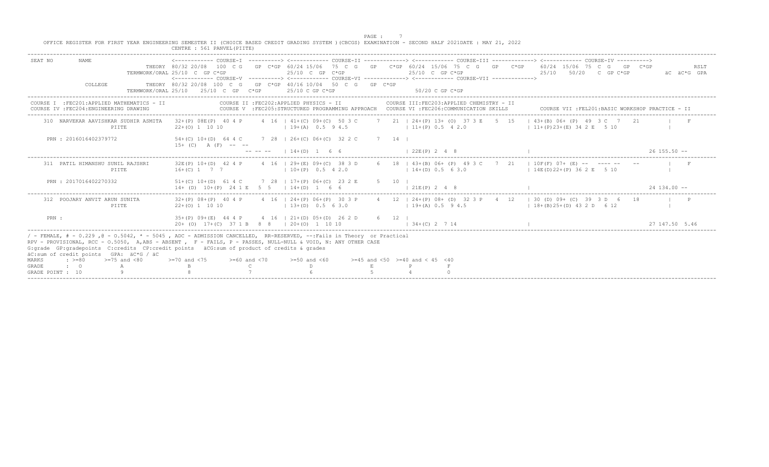OFFICE REGISTER FOR FIRST YEAR ENGINEERING SEMESTER II (CHOICE BASED CREDIT GRADING SYSTEM )(CBCGS) EXAMINATION - SECOND HALF 2021DATE : MAY 21, 2022

CENTRE : 561 PANVEL(PIITE)

```
SEAT NO      NAME                    <------------ COURSE-I  ----------> <------------ COURSE-II -------------> <------------ COURSE-III -------------> <------------ COURSE-IV ---------->
                              THEORY 80/32 20/08  100  C G   GP  C*GP 60/24 15/06  75  C  G   GP   C*GP 60/24  15/06  75  C  G   GP   C*GP   60/24  15/06  75  C  G   GP  C*GP          RSLT
                        TERMWORK/ORAL 25/10  C  GP C*GP              25/10  C  GP  C*GP               25/10  C  GP C*GP                     25/10    50/20   C  GP C*GP          äC  äC*G  GPA
                                     <------------ COURSE-V  ----------> <------------ COURSE-VI -------------> <------------ COURSE-VII ------------->
             COLLEGE          THEORY 80/32 20/08  100  C G   GP  C*GP 40/16 10/04  50  C  G   GP  C*GP
                        TERMWORK/ORAL 25/10   25/10  C  GP   C*GP     25/10 C GP C*GP                     50/20 C GP C*GP
```

COURSE I :FEC201:APPLIED MATHEMATICS - II | COURSE II :FEC202:APPLIED PHYSICS - II | COURSE III:FEC203:APPLIED CHEMISTRY - II
COURSE IV :FEC204:ENGINEERING DRAWING | COURSE V :FEC205:STRUCTURED PROGRAMMING APPROACH | COURSE VI :FEC206:COMMUNICATION SKILLS | COURSE VII :FEL201:BASIC WORKSHOP PRACTICE - II

```
   310  NARVEKAR AAVISHKAR SUDHIR ASMITA   32+(P) 08E(P)  40 4 P     4  16  | 41+(C) 09+(C)  50 3 C     7   21  | 24+(P) 13+ (O)  37 3 E    5  15   | 43+(B) 06+ (P)  49  3 C   7   21        |    F
                             PIITE         22+(O) 1  10 10                  | 19+(A)  0.5  9 4.5                | 11+(P) 0.5  4 2.0                   | 11+(P)23+(E) 34 2 E   5 10              |

   PRN : 2016016402379772                  54+(C) 10+(D)  64 4 C     7  28  | 26+(C) 06+(C)  32 2 C     7   14  |
                                           15+ (C)   A (F)  --  --
                                                              -- -- --     | 14+(D)  1   6  6                  | 22E(P) 2  4  8                      |                                          26 155.50 --

   311  PATIL HIMANSHU SUNIL RAJSHRI       32E(P) 10+(D)  42 4 P     4  16  | 29+(E) 09+(C)  38 3 D     6   18  | 43+(B) 06+ (P)  49 3 C    7  21   | 10F(F) 07+ (E) --   ---- --    --       |    F
                             PIITE         16+(C) 1   7  7                  | 10+(P)  0.5  4 2.0                | 14+(D) 0.5  6 3.0                   | 14E(D)22+(P) 36 2 E   5 10              |

   PRN : 2017016402270332                  51+(C) 10+(D)  61 4 C     7  28  | 17+(P) 06+(C)  23 2 E     5   10  |
                                           14+ (D)  10+(P)  24 1 E   5  5   | 14+(D)  1   6  6                  | 21E(P) 2  4  8                      |                                          24 134.00 --

   312  POOJARY ANVIT ARUN SUNITA          32+(P) 08+(P)  40 4 P     4  16  | 24+(P) 06+(P)  30 3 P     4   12  | 24+(P) 08+ (D)  32 3 P    4  12   | 30 (D) 09+ (C)  39  3 D   6   18        |    P
                             PIITE         22+(O) 1  10 10                  | 13+(D)  0.5  6 3.0                | 19+(A) 0.5  9 4.5                   | 18+(B)25+(D) 43 2 D   6 12              |

   PRN :                                   35+(P) 09+(E)  44 4 P     4  16  | 21+(D) 05+(D)  26 2 D     6   12  |
                                           20+ (O)  17+(C)  37 1 B   8  8   | 20+(O)  1  10 10                  | 34+(C) 2  7 14                      |                                          27 147.50 5.46
```

/ - FEMALE, # - 0.229 ,@ - 0.5042, * - 5045 , ADC - ADMISSION CANCELLED, RR-RESERVED, --:Fails in Theory or Practical
RPV - PROVISIONAL, RCC - O.5050, A,ABS - ABSENT , F - FAILS, P - PASSES, NULL-NULL & VOID, N: ANY OTHER CASE
G:grade GP:gradepoints C:credits CP:credit points äCG:sum of product of credits & grades
äC:sum of credit points GPA: äC*G / äC

| MARKS | : >=80 | >=75 and <80 | >=70 and <75 | >=60 and <70 | >=50 and <60 | >=45 and <50 | >=40 and < 45 | <40 |
|---|---|---|---|---|---|---|---|---|
| GRADE | : O | A | B | C | D | E | P | F |
| GRADE POINT | : 10 | 9 | 8 | 7 | 6 | 5 | 4 | 0 |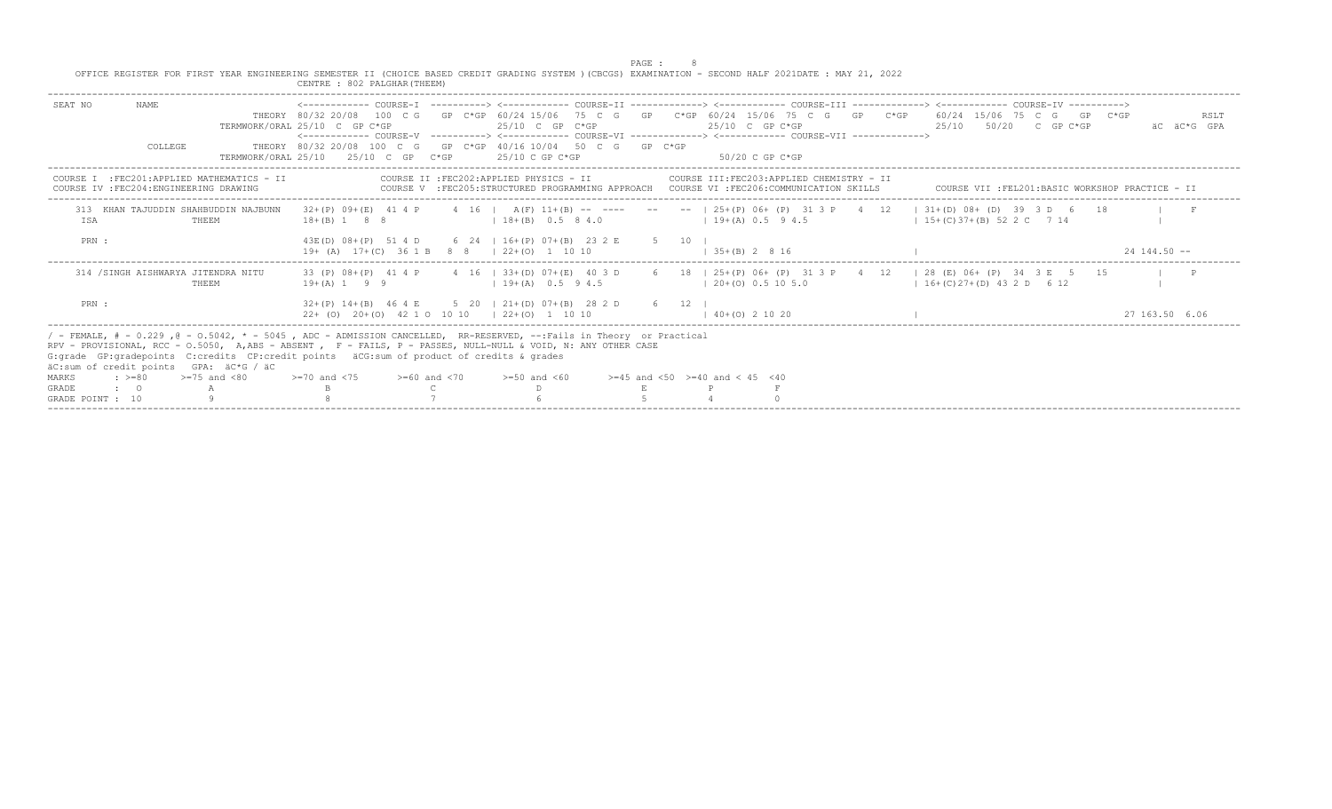OFFICE REGISTER FOR FIRST YEAR ENGINEERING SEMESTER II (CHOICE BASED CREDIT GRADING SYSTEM )(CBCGS) EXAMINATION - SECOND HALF 2021DATE : MAY 21, 2022

CENTRE : 802 PALGHAR(THEEM)

```
SEAT NO       NAME                  <------------ COURSE-I  ----------> <------------ COURSE-II -------------> <------------ COURSE-III -------------> <------------ COURSE-IV ---------->
                             THEORY 80/32 20/08  100  C G   GP  C*GP 60/24 15/06  75  C  G   GP   C*GP 60/24  15/06  75  C  G   GP   C*GP   60/24  15/06  75  C  G   GP  C*GP          RSLT
                      TERMWORK/ORAL 25/10  C  GP C*GP              25/10  C  GP  C*GP                  25/10  C  GP C*GP                    25/10    50/20    C  GP C*GP            äC  äC*G  GPA
                                    <------------ COURSE-V  ----------> <------------ COURSE-VI -------------> <------------ COURSE-VII ------------->
              COLLEGE        THEORY 80/32 20/08  100  C  G   GP  C*GP 40/16 10/04   50  C  G   GP  C*GP
                      TERMWORK/ORAL 25/10    25/10  C  GP   C*GP       25/10 C GP C*GP                       50/20 C GP C*GP

COURSE I  :FEC201:APPLIED MATHEMATICS - II              COURSE II :FEC202:APPLIED PHYSICS - II               COURSE III:FEC203:APPLIED CHEMISTRY - II
COURSE IV :FEC204:ENGINEERING DRAWING                   COURSE V  :FEC205:STRUCTURED PROGRAMMING APPROACH    COURSE VI :FEC206:COMMUNICATION SKILLS        COURSE VII :FEL201:BASIC WORKSHOP PRACTICE - II

    313  KHAN TAJUDDIN SHAHBUDDIN NAJBUNN   32+(P) 09+(E)  41 4 P      4  16  |  A(F) 11+(B) -- ----     --    --  | 25+(P) 06+ (P)  31 3 P    4  12    | 31+(D) 08+ (D)  39  3 D  6   18          |      F
    ISA                THEEM                18+(B) 1   8  8                   | 18+(B)  0.5  8 4.0                  | 19+(A) 0.5  9 4.5                 | 15+(C)37+(B) 52 2 C   7 14                |

    PRN :                                   43E(D) 08+(P)  51 4 D      6  24  | 16+(P) 07+(B)  23 2 E      5   10  |
                                            19+ (A)  17+(C)  36 1 B   8  8    | 22+(O)  1  10 10                   | 35+(B) 2  8 16                    |                                                24 144.50 --

    314 /SINGH AISHWARYA JITENDRA NITU      33 (P) 08+(P)  41 4 P      4  16  | 33+(D) 07+(E)  40 3 D      6   18  | 25+(P) 06+ (P)  31 3 P    4  12    | 28 (E) 06+ (P)  34  3 E  5   15          |      P
                       THEEM                19+(A) 1   9  9                   | 19+(A)  0.5  9 4.5                  | 20+(O) 0.5 10 5.0                 | 16+(C)27+(D) 43 2 D   6 12                |

    PRN :                                   32+(P) 14+(B)  46 4 E      5  20  | 21+(D) 07+(B)  28 2 D      6   12  |
                                            22+ (O)  20+(O)  42 1 O  10 10    | 22+(O)  1  10 10                   | 40+(O) 2 10 20                    |                                                27 163.50  6.06
```

/ - FEMALE, # - 0.229 ,@ - O.5042, * - 5045 , ADC - ADMISSION CANCELLED, RR-RESERVED, --:Fails in Theory or Practical
RPV - PROVISIONAL, RCC - O.5050, A,ABS - ABSENT , F - FAILS, P - PASSES, NULL-NULL & VOID, N: ANY OTHER CASE
G:grade GP:gradepoints C:credits CP:credit points äCG:sum of product of credits & grades
äC:sum of credit points GPA: äC*G / äC

| MARKS | : >=80 | >=75 and <80 | >=70 and <75 | >=60 and <70 | >=50 and <60 | >=45 and <50 | >=40 and < 45 | <40 |
|---|---|---|---|---|---|---|---|---|
| GRADE | : O | A | B | C | D | E | P | F |
| GRADE POINT | : 10 | 9 | 8 | 7 | 6 | 5 | 4 | 0 |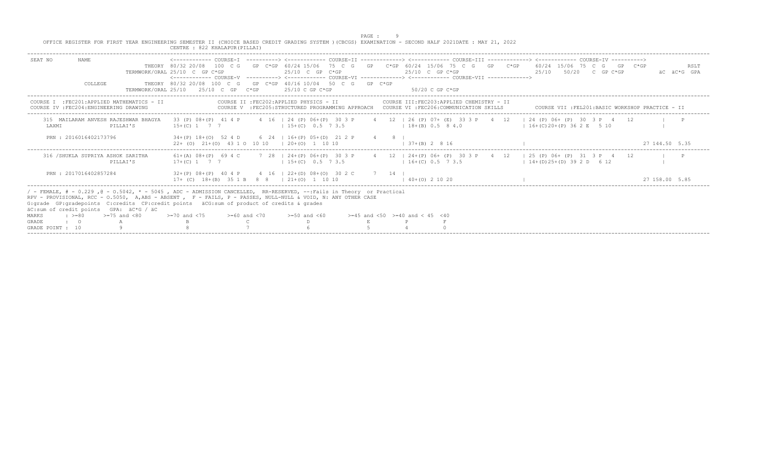OFFICE REGISTER FOR FIRST YEAR ENGINEERING SEMESTER II (CHOICE BASED CREDIT GRADING SYSTEM )(CBCGS) EXAMINATION - SECOND HALF 2021DATE : MAY 21, 2022

CENTRE : 822 KHALAPUR(PILLAI)

```
SEAT NO       NAME                                <------------ COURSE-I  ----------> <------------ COURSE-II -------------> <------------ COURSE-III -------------> <------------ COURSE-IV ---------->
                                  THEORY  80/32 20/08  100  C G    GP  C*GP  60/24 15/06   75  C  G    GP    C*GP  60/24  15/06  75  C  G    GP    C*GP    60/24  15/06  75  C  G    GP   C*GP              RSLT
                           TERMWORK/ORAL 25/10  C  GP C*GP                   25/10  C  GP  C*GP                     25/10  C  GP C*GP                  25/10    50/20    C  GP C*GP           äC  äC*G  GPA
                                          <------------ COURSE-V  ----------> <------------ COURSE-VI -------------> <------------ COURSE-VII ------------->
              COLLEGE             THEORY  80/32 20/08  100  C  G    GP  C*GP  40/16 10/04   50  C  G    GP  C*GP
                           TERMWORK/ORAL 25/10    25/10  C  GP   C*GP        25/10 C GP C*GP                        50/20 C GP C*GP
```

COURSE I :FEC201:APPLIED MATHEMATICS - II | COURSE II :FEC202:APPLIED PHYSICS - II | COURSE III:FEC203:APPLIED CHEMISTRY - II
COURSE IV :FEC204:ENGINEERING DRAWING | COURSE V :FEC205:STRUCTURED PROGRAMMING APPROACH | COURSE VI :FEC206:COMMUNICATION SKILLS | COURSE VII :FEL201:BASIC WORKSHOP PRACTICE - II

```
   315  MAILARAM ANVESH RAJESHWAR BHAGYA   33 (P) 08+(P)  41 4 P      4  16  | 24 (P) 06+(P)  30 3 P     4   12  | 26 (P) 07+ (E)  33 3 P    4  12   | 24 (P) 06+ (P)  30  3 P   4    12          |    P
   LAXMI                PILLAI'S           15+(C) 1   7  7                   | 15+(C)  0.5  7 3.5                 | 18+(B) 0.5  8 4.0                   | 16+(C)20+(P) 36 2 E   5 10                 |

   PRN : 2016016402173796                  34+(P) 18+(O)  52 4 D      6  24  | 16+(P) 05+(D)  21 2 P     4    8  |
                                           22+ (O)  21+(O)  43 1 O  10 10    | 20+(O)  1  10 10                   | 37+(B) 2  8 16                      |                                                    27 144.50  5.35

   316 /SHUKLA SUPRIYA ASHOK SARITHA       61+(A) 08+(P)  69 4 C      7  28  | 24+(P) 06+(P)  30 3 P     4   12  | 24+(P) 06+ (P)  30 3 P    4  12   | 25 (P) 06+ (P)  31  3 P   4    12          |    P
                        PILLAI'S           17+(C) 1   7  7                   | 15+(C)  0.5  7 3.5                 | 16+(C) 0.5  7 3.5                   | 14+(D)25+(D) 39 2 D   6 12                 |

   PRN : 2017016402857284                  32+(P) 08+(P)  40 4 P      4  16  | 22+(D) 08+(O)  30 2 C     7   14  |
                                           17+ (C)  18+(B)  35 1 B   8  8    | 21+(O)  1  10 10                   | 40+(O) 2 10 20                      |                                                    27 158.00  5.85
```

/ - FEMALE, # - 0.229 ,@ - 0.5042, * - 5045 , ADC - ADMISSION CANCELLED, RR-RESERVED, --:Fails in Theory or Practical
RPV - PROVISIONAL, RCC - O.5050, A,ABS - ABSENT , F - FAILS, P - PASSES, NULL-NULL & VOID, N: ANY OTHER CASE
G:grade GP:gradepoints C:credits CP:credit points äCG:sum of product of credits & grades
äC:sum of credit points GPA: äC*G / äC

| MARKS | : >=80 | >=75 and <80 | >=70 and <75 | >=60 and <70 | >=50 and <60 | >=45 and <50 | >=40 and < 45 | <40 |
|---|---|---|---|---|---|---|---|---|
| GRADE | : O | A | B | C | D | E | P | F |
| GRADE POINT | : 10 | 9 | 8 | 7 | 6 | 5 | 4 | 0 |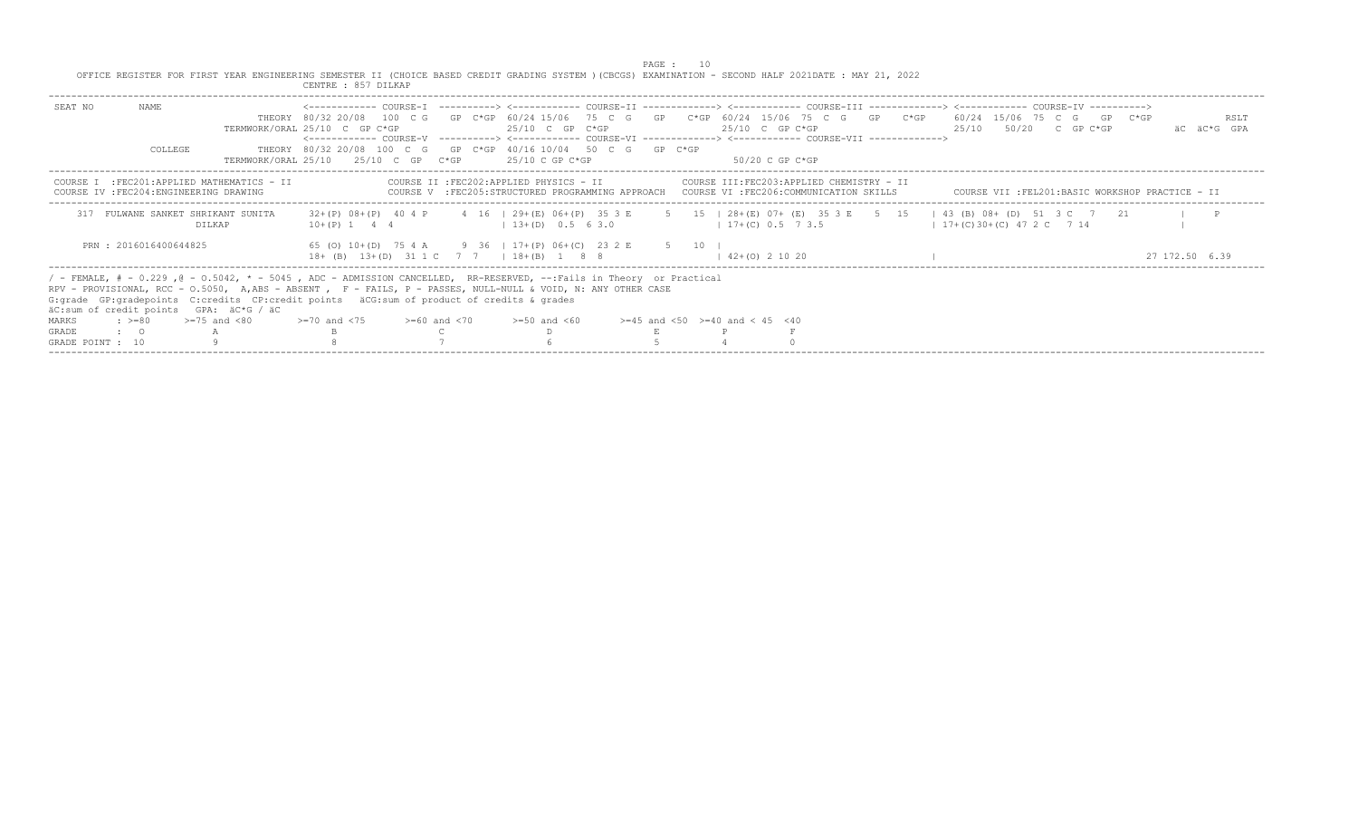OFFICE REGISTER FOR FIRST YEAR ENGINEERING SEMESTER II (CHOICE BASED CREDIT GRADING SYSTEM )(CBCGS) EXAMINATION - SECOND HALF 2021DATE : MAY 21, 2022

CENTRE : 857 DILKAP

```
SEAT NO       NAME                    <------------ COURSE-I  ----------> <------------ COURSE-II -------------> <------------ COURSE-III -------------> <------------ COURSE-IV ---------->
                              THEORY  80/32 20/08  100  C G    GP  C*GP  60/24 15/06   75  C  G    GP    C*GP  60/24  15/06  75  C  G    GP    C*GP    60/24  15/06  75  C  G    GP   C*GP               RSLT
                      TERMWORK/ORAL 25/10  C  GP C*GP                     25/10  C  GP  C*GP                   25/10  C  GP C*GP                      25/10    50/20    C  GP C*GP            äC  äC*G  GPA
                                      <------------ COURSE-V  ----------> <------------ COURSE-VI -------------> <------------ COURSE-VII ------------->
              COLLEGE         THEORY  80/32 20/08  100  C  G    GP  C*GP  40/16 10/04   50  C  G    GP  C*GP
                      TERMWORK/ORAL 25/10    25/10  C  GP   C*GP          25/10 C GP C*GP                       50/20 C GP C*GP
```

```
COURSE I  :FEC201:APPLIED MATHEMATICS - II              COURSE II :FEC202:APPLIED PHYSICS - II              COURSE III:FEC203:APPLIED CHEMISTRY - II
COURSE IV :FEC204:ENGINEERING DRAWING                   COURSE V  :FEC205:STRUCTURED PROGRAMMING APPROACH   COURSE VI :FEC206:COMMUNICATION SKILLS          COURSE VII :FEL201:BASIC WORKSHOP PRACTICE - II
```

```
    317  FULWANE SANKET SHRIKANT SUNITA     32+(P) 08+(P)  40 4 P      4  16  | 29+(E) 06+(P)  35 3 E     5   15  | 28+(E) 07+ (E)  35 3 E    5  15   | 43 (B) 08+ (D)  51  3 C   7    21         |    P
                           DILKAP           10+(P) 1   4  4                  | 13+(D)  0.5  6 3.0                | 17+(C) 0.5  7 3.5                 | 17+(C)30+(C) 47 2 C   7 14                |

     PRN : 2016016400644825                 65 (O) 10+(D)  75 4 A      9  36  | 17+(P) 06+(C)  23 2 E     5   10  |
                                            18+ (B)  13+(D)  31 1 C   7  7    | 18+(B)  1   8  8                  | 42+(O) 2 10 20                    |                                                27 172.50  6.39
```

/ - FEMALE, # - 0.229 ,@ - O.5042, * - 5045 , ADC - ADMISSION CANCELLED, RR-RESERVED, --:Fails in Theory or Practical
RPV - PROVISIONAL, RCC - O.5050, A,ABS - ABSENT , F - FAILS, P - PASSES, NULL-NULL & VOID, N: ANY OTHER CASE
G:grade GP:gradepoints C:credits CP:credit points äCG:sum of product of credits & grades
äC:sum of credit points GPA: äC*G / äC

| MARKS | : >=80 | >=75 and <80 | >=70 and <75 | >=60 and <70 | >=50 and <60 | >=45 and <50 | >=40 and < 45 | <40 |
|---|---|---|---|---|---|---|---|---|
| GRADE | : O | A | B | C | D | E | P | F |
| GRADE POINT : | 10 | 9 | 8 | 7 | 6 | 5 | 4 | 0 |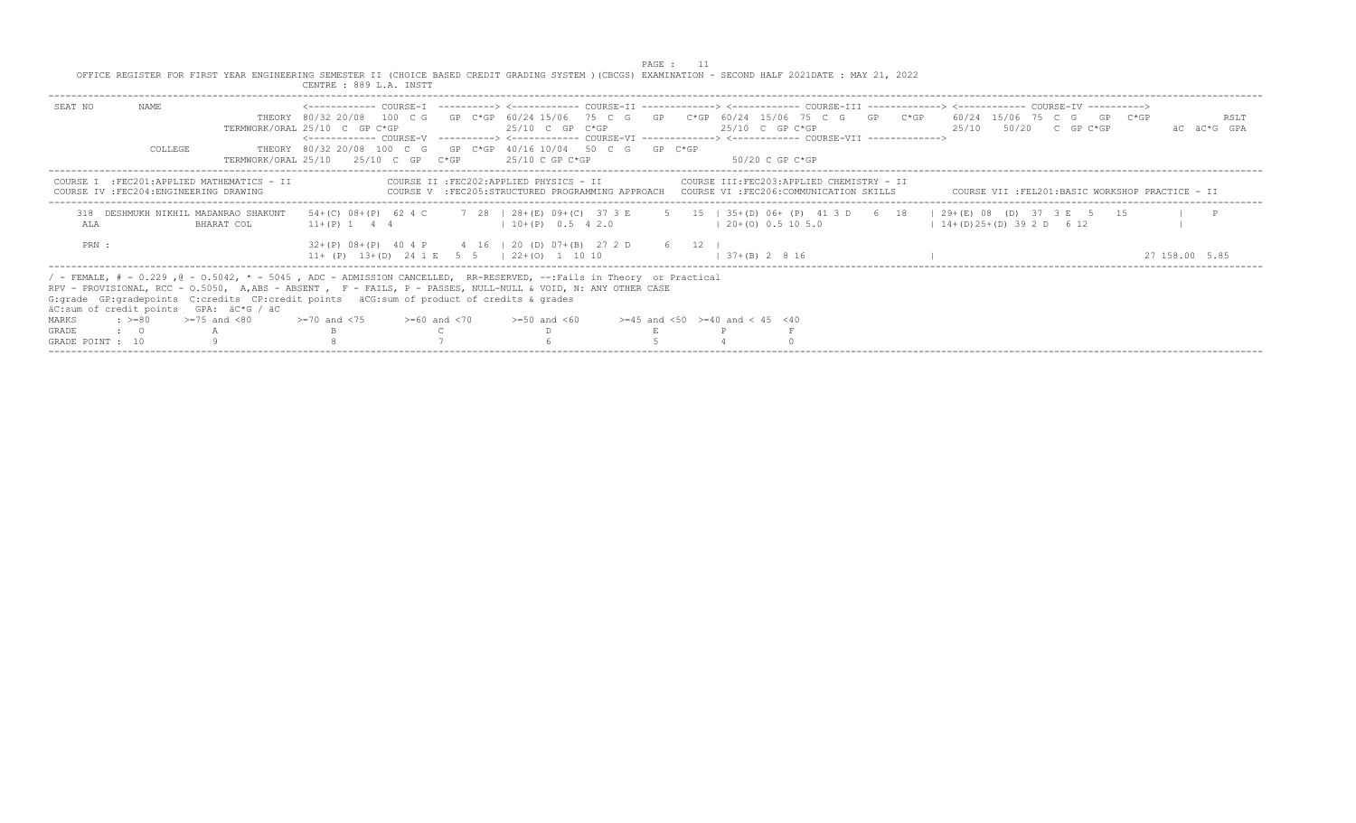OFFICE REGISTER FOR FIRST YEAR ENGINEERING SEMESTER II (CHOICE BASED CREDIT GRADING SYSTEM )(CBCGS) EXAMINATION - SECOND HALF 2021DATE : MAY 21, 2022

CENTRE : 889 L.A. INSTT

```
SEAT NO      NAME                    <------------ COURSE-I  ----------> <------------ COURSE-II -------------> <------------ COURSE-III -------------> <------------ COURSE-IV ---------->
                              THEORY 80/32 20/08  100  C G   GP  C*GP 60/24 15/06  75  C  G   GP   C*GP 60/24 15/06  75  C  G   GP   C*GP   60/24 15/06  75  C  G   GP  C*GP            RSLT
                    TERMWORK/ORAL 25/10  C  GP C*GP                25/10  C  GP  C*GP                   25/10  C  GP C*GP                    25/10   50/20   C  GP C*GP           äC äC*G GPA
                                     <------------ COURSE-V  ----------> <------------ COURSE-VI -------------> <------------ COURSE-VII ------------->
             COLLEGE          THEORY 80/32 20/08  100  C G   GP  C*GP 40/16 10/04  50  C  G   GP  C*GP
                    TERMWORK/ORAL 25/10    25/10  C  GP   C*GP        25/10 C GP C*GP                      50/20 C GP C*GP
```

```
COURSE I  :FEC201:APPLIED MATHEMATICS - II              COURSE II :FEC202:APPLIED PHYSICS - II              COURSE III:FEC203:APPLIED CHEMISTRY - II
COURSE IV :FEC204:ENGINEERING DRAWING                   COURSE V  :FEC205:STRUCTURED PROGRAMMING APPROACH   COURSE VI :FEC206:COMMUNICATION SKILLS        COURSE VII :FEL201:BASIC WORKSHOP PRACTICE - II
```

```
  318  DESHMUKH NIKHIL MADANRAO SHAKUNT   54+(C) 08+(P)  62 4 C      7  28  | 28+(E) 09+(C)  37 3 E      5   15  | 35+(D) 06+ (P)  41 3 D    6  18   | 29+(E) 08  (D)  37  3 E  5   15        |    P
  ALA                 BHARAT COL          11+(P) 1   4  4                 | 10+(P)  0.5  4 2.0                  | 20+(O) 0.5 10 5.0                  | 14+(D)25+(D) 39 2 D   6 12             |

  PRN :                                   32+(P) 08+(P)  40 4 P      4  16  | 20 (D) 07+(B)  27 2 D      6   12  |
                                          11+ (P)  13+(D)  24 1 E   5  5   | 22+(O)  1  10 10                    | 37+(B) 2  8 16                     |                                       27 158.00  5.85
```

/ - FEMALE, # - 0.229 ,@ - O.5042, * - 5045 , ADC - ADMISSION CANCELLED, RR-RESERVED, --:Fails in Theory or Practical
RPV - PROVISIONAL, RCC - O.5050, A,ABS - ABSENT , F - FAILS, P - PASSES, NULL-NULL & VOID, N: ANY OTHER CASE
G:grade GP:gradepoints C:credits CP:credit points äCG:sum of product of credits & grades
äC:sum of credit points GPA: äC*G / äC

| MARKS | : >=80 | >=75 and <80 | >=70 and <75 | >=60 and <70 | >=50 and <60 | >=45 and <50 | >=40 and < 45 | <40 |
|---|---|---|---|---|---|---|---|---|
| GRADE | : O | A | B | C | D | E | P | F |
| GRADE POINT : | 10 | 9 | 8 | 7 | 6 | 5 | 4 | 0 |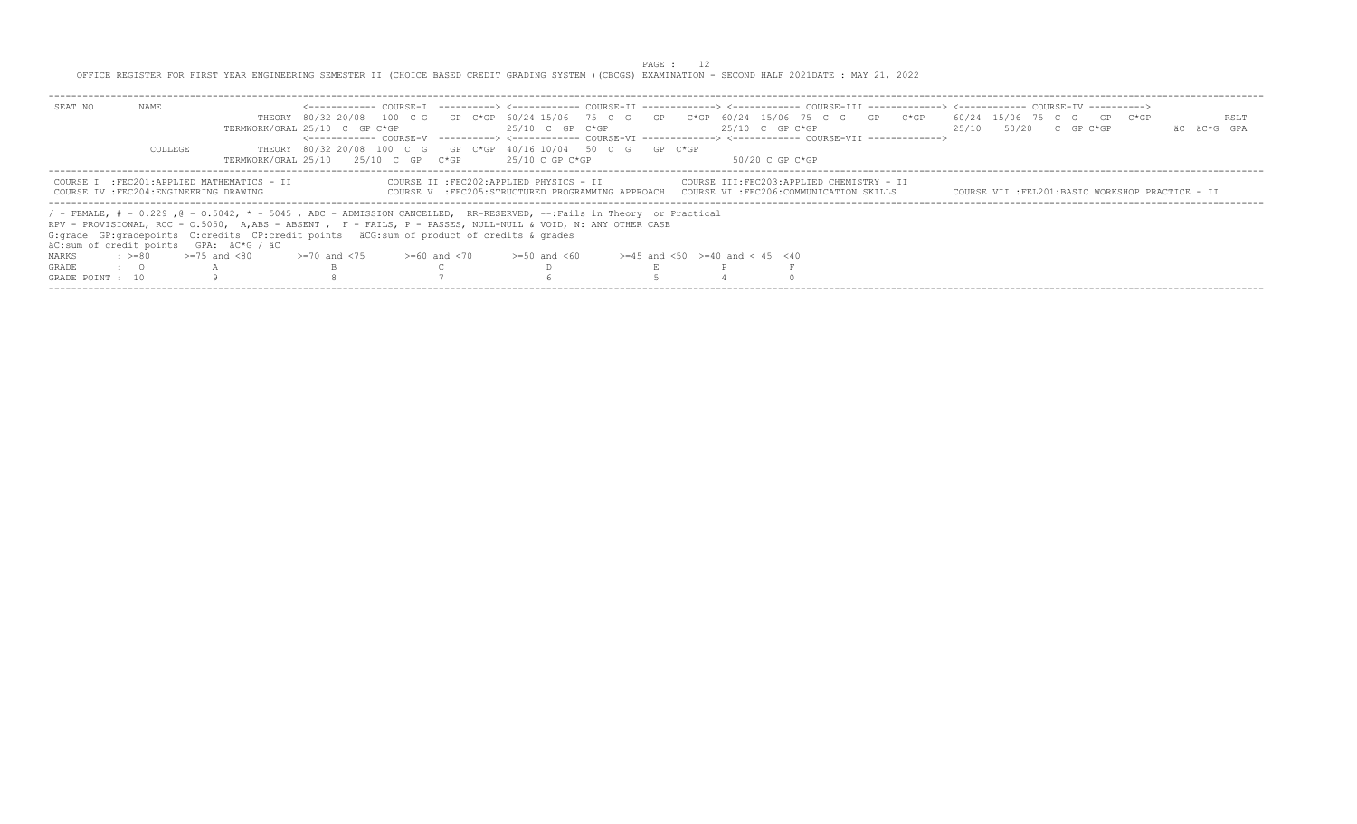OFFICE REGISTER FOR FIRST YEAR ENGINEERING SEMESTER II (CHOICE BASED CREDIT GRADING SYSTEM )(CBCGS) EXAMINATION - SECOND HALF 2021DATE : MAY 21, 2022

```
SEAT NO      NAME                <------------ COURSE-I  ----------> <------------ COURSE-II -------------> <------------ COURSE-III -------------> <------------ COURSE-IV ---------->
                          THEORY  80/32 20/08  100  C G   GP  C*GP  60/24 15/06  75  C  G   GP   C*GP  60/24  15/06  75  C  G   GP   C*GP   60/24  15/06  75  C  G   GP  C*GP          RSLT
                   TERMWORK/ORAL 25/10  C  GP C*GP                  25/10  C  GP  C*GP                  25/10  C  GP C*GP                   25/10   50/20   C  GP C*GP          äC  äC*G  GPA
                                 <------------ COURSE-V  ----------> <------------ COURSE-VI -------------> <------------ COURSE-VII ------------->
             COLLEGE      THEORY  80/32 20/08  100  C  G   GP  C*GP  40/16 10/04   50  C  G   GP  C*GP
                   TERMWORK/ORAL 25/10    25/10  C  GP   C*GP        25/10 C GP C*GP                    50/20 C GP C*GP
```

COURSE I :FEC201:APPLIED MATHEMATICS - II
COURSE II :FEC202:APPLIED PHYSICS - II
COURSE III:FEC203:APPLIED CHEMISTRY - II
COURSE IV :FEC204:ENGINEERING DRAWING
COURSE V :FEC205:STRUCTURED PROGRAMMING APPROACH
COURSE VI :FEC206:COMMUNICATION SKILLS
COURSE VII :FEL201:BASIC WORKSHOP PRACTICE - II

/ - FEMALE, # - 0.229 ,@ - O.5042, * - 5045 , ADC - ADMISSION CANCELLED, RR-RESERVED, --:Fails in Theory or Practical
RPV - PROVISIONAL, RCC - O.5050, A,ABS - ABSENT , F - FAILS, P - PASSES, NULL-NULL & VOID, N: ANY OTHER CASE
G:grade GP:gradepoints C:credits CP:credit points äCG:sum of product of credits & grades
äC:sum of credit points GPA: äC*G / äC

| MARKS | : >=80 | >=75 and <80 | >=70 and <75 | >=60 and <70 | >=50 and <60 | >=45 and <50 | >=40 and < 45 | <40 |
|---|---|---|---|---|---|---|---|---|
| GRADE | : O | A | B | C | D | E | P | F |
| GRADE POINT | : 10 | 9 | 8 | 7 | 6 | 5 | 4 | 0 |